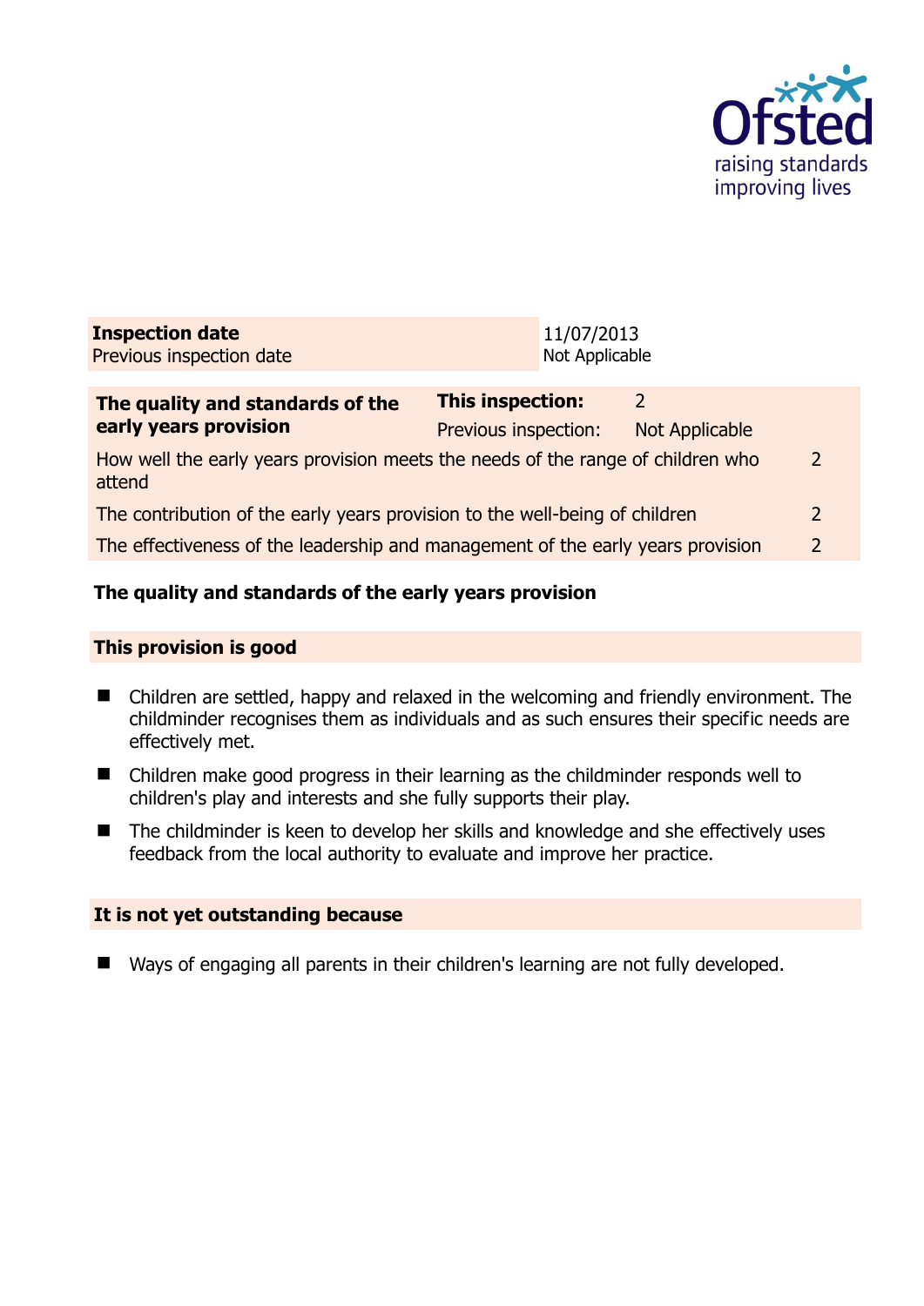| | |
|---|---|
| **Inspection date** | 11/07/2013 |
| Previous inspection date | Not Applicable |

| **The quality and standards of the early years provision** | **This inspection:** | 2 |
|---|---|---|
| | Previous inspection: | Not Applicable |
| How well the early years provision meets the needs of the range of children who attend | | 2 |
| The contribution of the early years provision to the well-being of children | | 2 |
| The effectiveness of the leadership and management of the early years provision | | 2 |

## The quality and standards of the early years provision

### This provision is good

- Children are settled, happy and relaxed in the welcoming and friendly environment. The childminder recognises them as individuals and as such ensures their specific needs are effectively met.
- Children make good progress in their learning as the childminder responds well to children's play and interests and she fully supports their play.
- The childminder is keen to develop her skills and knowledge and she effectively uses feedback from the local authority to evaluate and improve her practice.

### It is not yet outstanding because

- Ways of engaging all parents in their children's learning are not fully developed.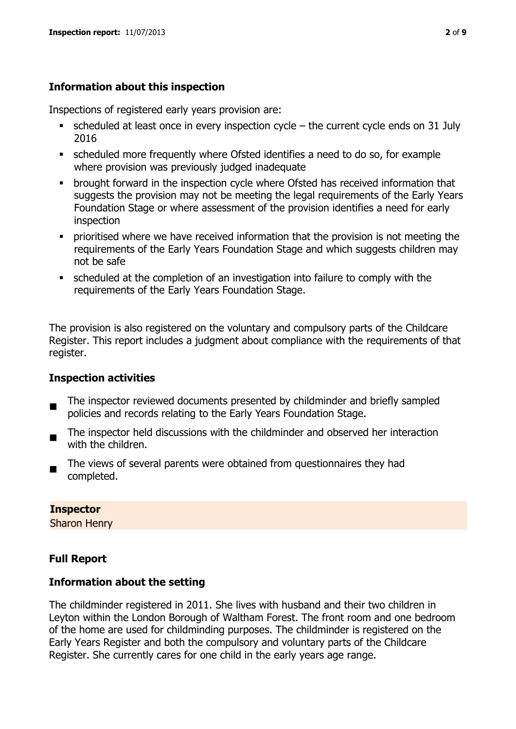## Information about this inspection

Inspections of registered early years provision are:

- scheduled at least once in every inspection cycle – the current cycle ends on 31 July 2016
- scheduled more frequently where Ofsted identifies a need to do so, for example where provision was previously judged inadequate
- brought forward in the inspection cycle where Ofsted has received information that suggests the provision may not be meeting the legal requirements of the Early Years Foundation Stage or where assessment of the provision identifies a need for early inspection
- prioritised where we have received information that the provision is not meeting the requirements of the Early Years Foundation Stage and which suggests children may not be safe
- scheduled at the completion of an investigation into failure to comply with the requirements of the Early Years Foundation Stage.

The provision is also registered on the voluntary and compulsory parts of the Childcare Register. This report includes a judgment about compliance with the requirements of that register.

## Inspection activities

- The inspector reviewed documents presented by childminder and briefly sampled policies and records relating to the Early Years Foundation Stage.
- The inspector held discussions with the childminder and observed her interaction with the children.
- The views of several parents were obtained from questionnaires they had completed.

**Inspector**
Sharon Henry

## Full Report

### Information about the setting

The childminder registered in 2011. She lives with husband and their two children in Leyton within the London Borough of Waltham Forest. The front room and one bedroom of the home are used for childminding purposes. The childminder is registered on the Early Years Register and both the compulsory and voluntary parts of the Childcare Register. She currently cares for one child in the early years age range.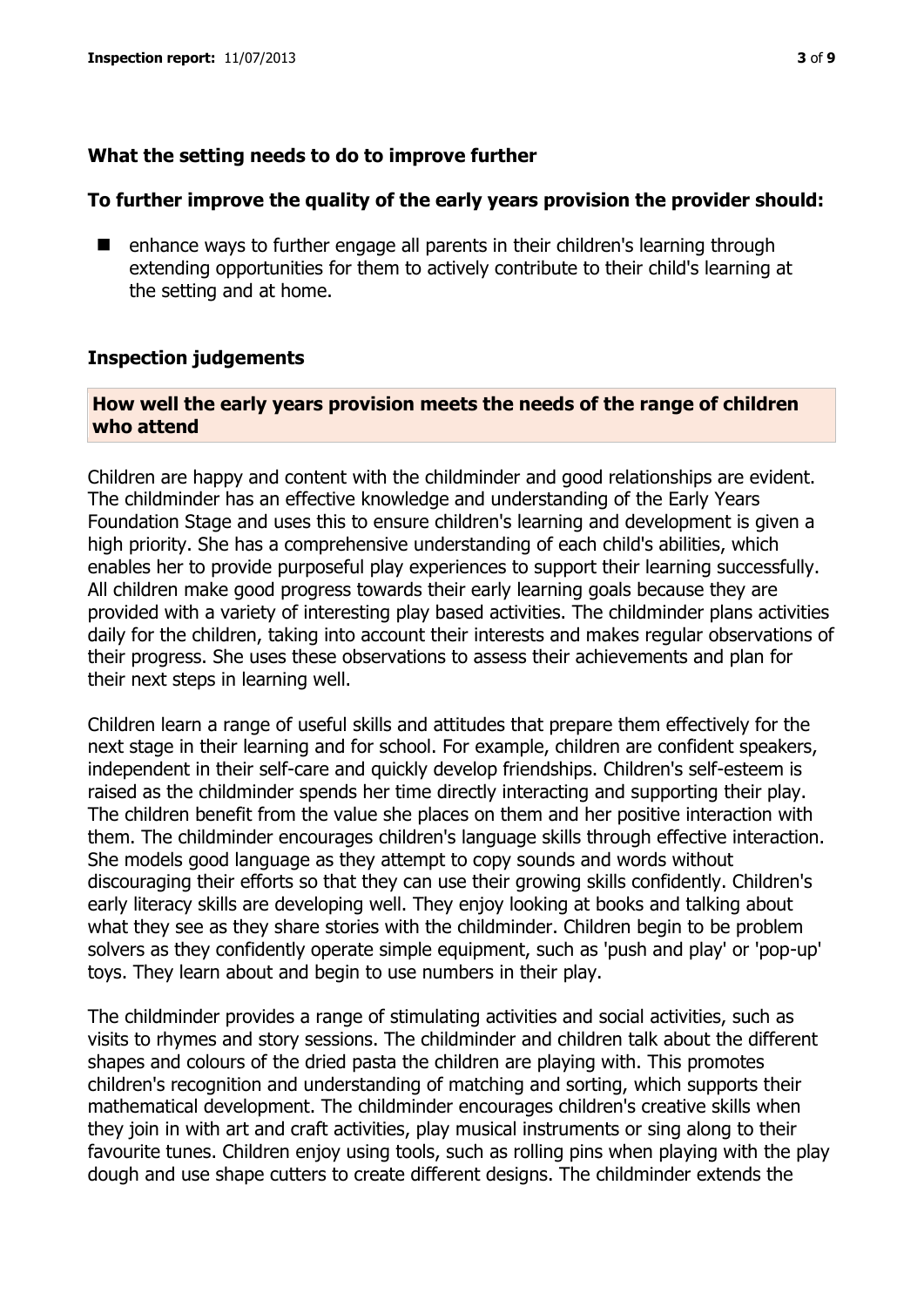### What the setting needs to do to improve further

### To further improve the quality of the early years provision the provider should:

- enhance ways to further engage all parents in their children's learning through extending opportunities for them to actively contribute to their child's learning at the setting and at home.

### Inspection judgements

#### How well the early years provision meets the needs of the range of children who attend

Children are happy and content with the childminder and good relationships are evident. The childminder has an effective knowledge and understanding of the Early Years Foundation Stage and uses this to ensure children's learning and development is given a high priority. She has a comprehensive understanding of each child's abilities, which enables her to provide purposeful play experiences to support their learning successfully. All children make good progress towards their early learning goals because they are provided with a variety of interesting play based activities. The childminder plans activities daily for the children, taking into account their interests and makes regular observations of their progress. She uses these observations to assess their achievements and plan for their next steps in learning well.

Children learn a range of useful skills and attitudes that prepare them effectively for the next stage in their learning and for school. For example, children are confident speakers, independent in their self-care and quickly develop friendships. Children's self-esteem is raised as the childminder spends her time directly interacting and supporting their play. The children benefit from the value she places on them and her positive interaction with them. The childminder encourages children's language skills through effective interaction. She models good language as they attempt to copy sounds and words without discouraging their efforts so that they can use their growing skills confidently. Children's early literacy skills are developing well. They enjoy looking at books and talking about what they see as they share stories with the childminder. Children begin to be problem solvers as they confidently operate simple equipment, such as 'push and play' or 'pop-up' toys. They learn about and begin to use numbers in their play.

The childminder provides a range of stimulating activities and social activities, such as visits to rhymes and story sessions. The childminder and children talk about the different shapes and colours of the dried pasta the children are playing with. This promotes children's recognition and understanding of matching and sorting, which supports their mathematical development. The childminder encourages children's creative skills when they join in with art and craft activities, play musical instruments or sing along to their favourite tunes. Children enjoy using tools, such as rolling pins when playing with the play dough and use shape cutters to create different designs. The childminder extends the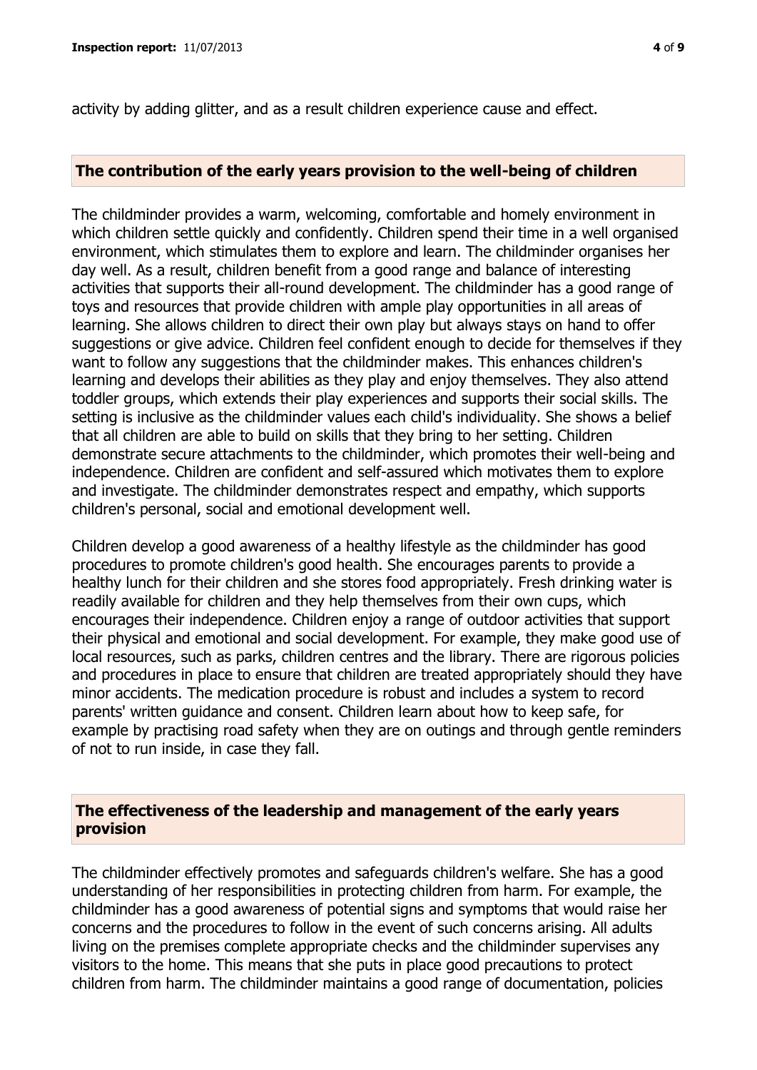activity by adding glitter, and as a result children experience cause and effect.

## The contribution of the early years provision to the well-being of children

The childminder provides a warm, welcoming, comfortable and homely environment in which children settle quickly and confidently. Children spend their time in a well organised environment, which stimulates them to explore and learn. The childminder organises her day well. As a result, children benefit from a good range and balance of interesting activities that supports their all-round development. The childminder has a good range of toys and resources that provide children with ample play opportunities in all areas of learning. She allows children to direct their own play but always stays on hand to offer suggestions or give advice. Children feel confident enough to decide for themselves if they want to follow any suggestions that the childminder makes. This enhances children's learning and develops their abilities as they play and enjoy themselves. They also attend toddler groups, which extends their play experiences and supports their social skills. The setting is inclusive as the childminder values each child's individuality. She shows a belief that all children are able to build on skills that they bring to her setting. Children demonstrate secure attachments to the childminder, which promotes their well-being and independence. Children are confident and self-assured which motivates them to explore and investigate. The childminder demonstrates respect and empathy, which supports children's personal, social and emotional development well.

Children develop a good awareness of a healthy lifestyle as the childminder has good procedures to promote children's good health. She encourages parents to provide a healthy lunch for their children and she stores food appropriately. Fresh drinking water is readily available for children and they help themselves from their own cups, which encourages their independence. Children enjoy a range of outdoor activities that support their physical and emotional and social development. For example, they make good use of local resources, such as parks, children centres and the library. There are rigorous policies and procedures in place to ensure that children are treated appropriately should they have minor accidents. The medication procedure is robust and includes a system to record parents' written guidance and consent. Children learn about how to keep safe, for example by practising road safety when they are on outings and through gentle reminders of not to run inside, in case they fall.

## The effectiveness of the leadership and management of the early years provision

The childminder effectively promotes and safeguards children's welfare. She has a good understanding of her responsibilities in protecting children from harm. For example, the childminder has a good awareness of potential signs and symptoms that would raise her concerns and the procedures to follow in the event of such concerns arising. All adults living on the premises complete appropriate checks and the childminder supervises any visitors to the home. This means that she puts in place good precautions to protect children from harm. The childminder maintains a good range of documentation, policies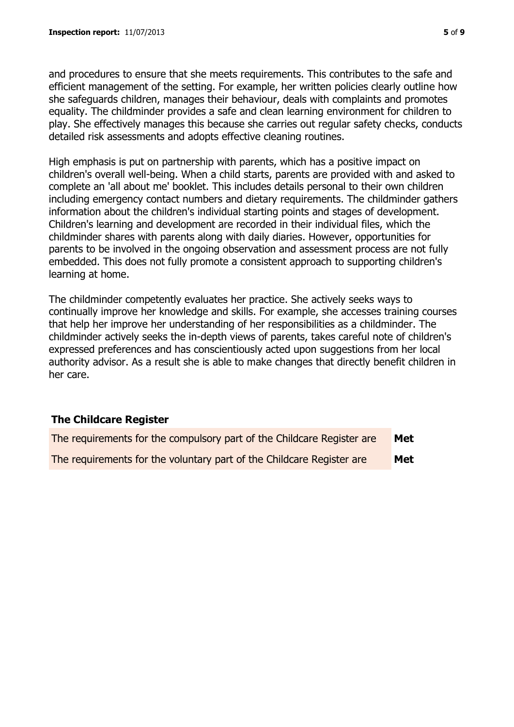and procedures to ensure that she meets requirements. This contributes to the safe and efficient management of the setting. For example, her written policies clearly outline how she safeguards children, manages their behaviour, deals with complaints and promotes equality. The childminder provides a safe and clean learning environment for children to play. She effectively manages this because she carries out regular safety checks, conducts detailed risk assessments and adopts effective cleaning routines.

High emphasis is put on partnership with parents, which has a positive impact on children's overall well-being. When a child starts, parents are provided with and asked to complete an 'all about me' booklet. This includes details personal to their own children including emergency contact numbers and dietary requirements. The childminder gathers information about the children's individual starting points and stages of development. Children's learning and development are recorded in their individual files, which the childminder shares with parents along with daily diaries. However, opportunities for parents to be involved in the ongoing observation and assessment process are not fully embedded. This does not fully promote a consistent approach to supporting children's learning at home.

The childminder competently evaluates her practice. She actively seeks ways to continually improve her knowledge and skills. For example, she accesses training courses that help her improve her understanding of her responsibilities as a childminder. The childminder actively seeks the in-depth views of parents, takes careful note of children's expressed preferences and has conscientiously acted upon suggestions from her local authority advisor. As a result she is able to make changes that directly benefit children in her care.

## The Childcare Register

| | |
|---|---|
| The requirements for the compulsory part of the Childcare Register are | **Met** |
| The requirements for the voluntary part of the Childcare Register are | **Met** |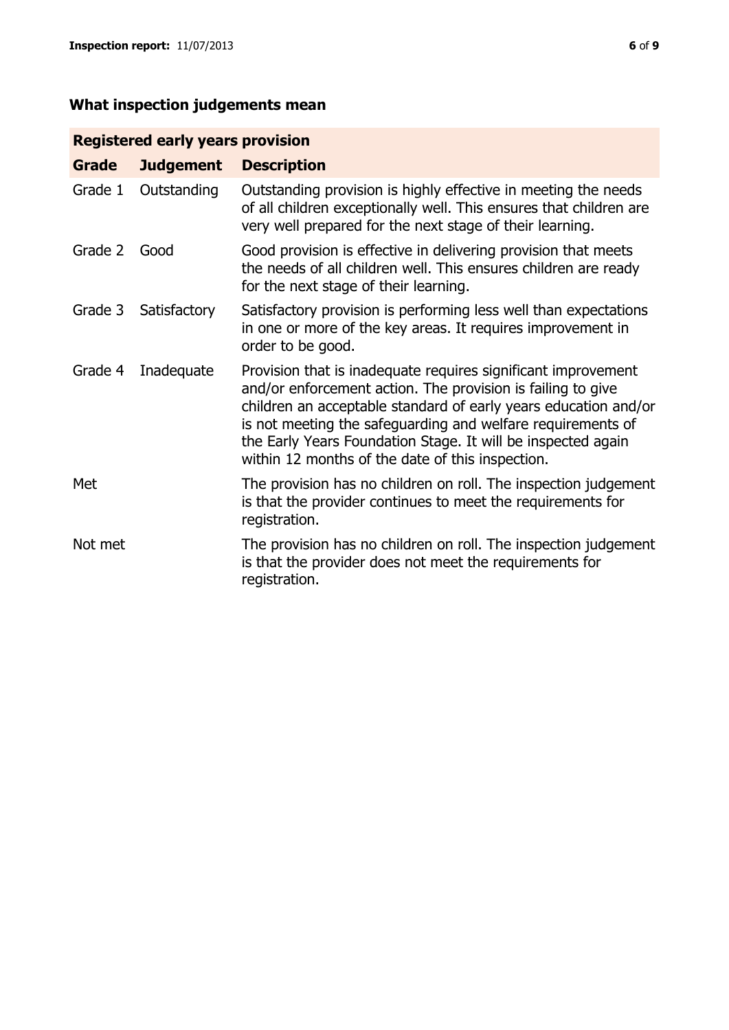## What inspection judgements mean

| Registered early years provision | | |
|---|---|---|
| **Grade** | **Judgement** | **Description** |
| Grade 1 | Outstanding | Outstanding provision is highly effective in meeting the needs of all children exceptionally well. This ensures that children are very well prepared for the next stage of their learning. |
| Grade 2 | Good | Good provision is effective in delivering provision that meets the needs of all children well. This ensures children are ready for the next stage of their learning. |
| Grade 3 | Satisfactory | Satisfactory provision is performing less well than expectations in one or more of the key areas. It requires improvement in order to be good. |
| Grade 4 | Inadequate | Provision that is inadequate requires significant improvement and/or enforcement action. The provision is failing to give children an acceptable standard of early years education and/or is not meeting the safeguarding and welfare requirements of the Early Years Foundation Stage. It will be inspected again within 12 months of the date of this inspection. |
| Met | | The provision has no children on roll. The inspection judgement is that the provider continues to meet the requirements for registration. |
| Not met | | The provision has no children on roll. The inspection judgement is that the provider does not meet the requirements for registration. |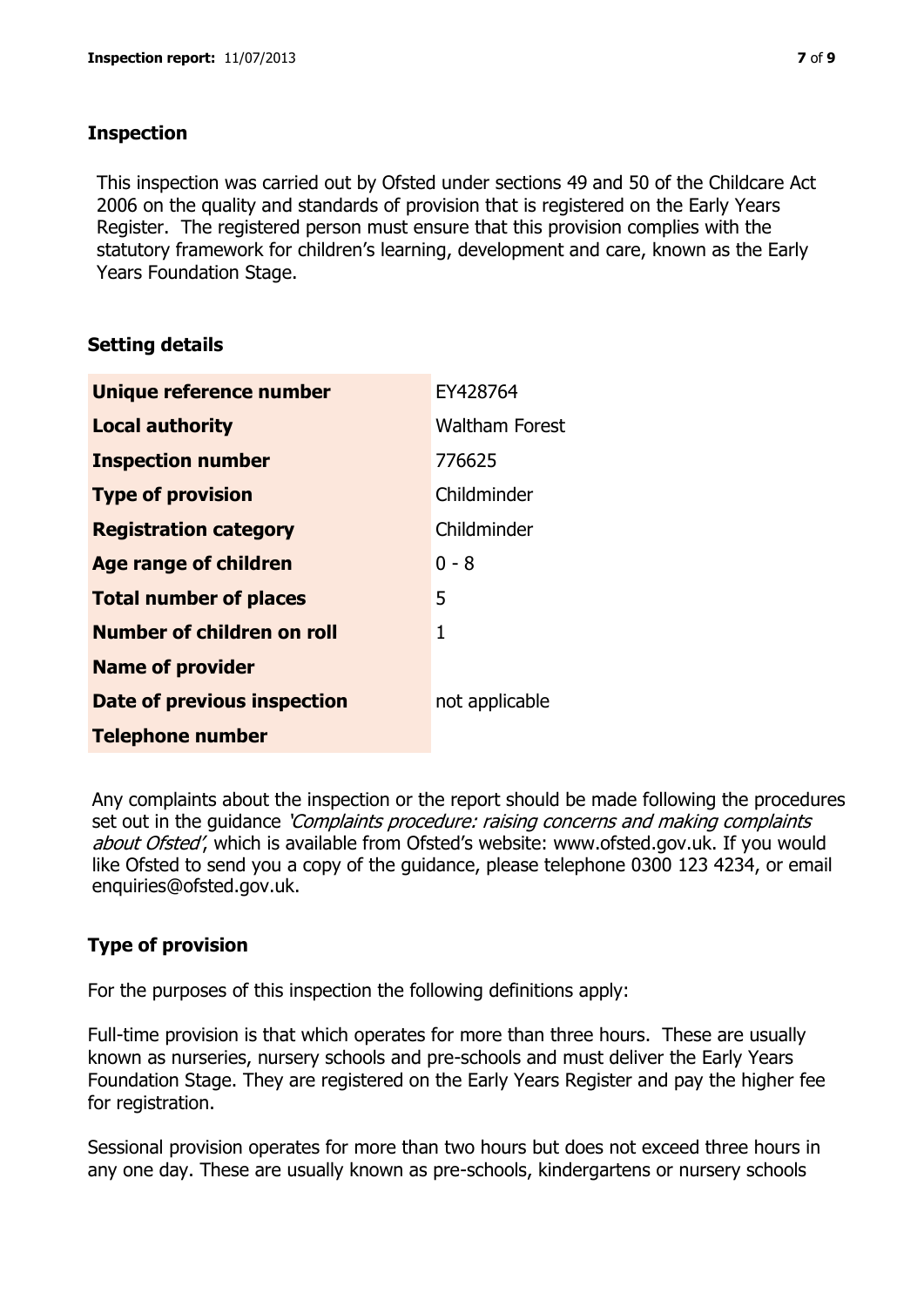## Inspection

This inspection was carried out by Ofsted under sections 49 and 50 of the Childcare Act 2006 on the quality and standards of provision that is registered on the Early Years Register. The registered person must ensure that this provision complies with the statutory framework for children's learning, development and care, known as the Early Years Foundation Stage.

## Setting details

| | |
|---|---|
| **Unique reference number** | EY428764 |
| **Local authority** | Waltham Forest |
| **Inspection number** | 776625 |
| **Type of provision** | Childminder |
| **Registration category** | Childminder |
| **Age range of children** | 0 - 8 |
| **Total number of places** | 5 |
| **Number of children on roll** | 1 |
| **Name of provider** | |
| **Date of previous inspection** | not applicable |
| **Telephone number** | |

Any complaints about the inspection or the report should be made following the procedures set out in the guidance *'Complaints procedure: raising concerns and making complaints about Ofsted'*, which is available from Ofsted's website: www.ofsted.gov.uk. If you would like Ofsted to send you a copy of the guidance, please telephone 0300 123 4234, or email enquiries@ofsted.gov.uk.

## Type of provision

For the purposes of this inspection the following definitions apply:

Full-time provision is that which operates for more than three hours. These are usually known as nurseries, nursery schools and pre-schools and must deliver the Early Years Foundation Stage. They are registered on the Early Years Register and pay the higher fee for registration.

Sessional provision operates for more than two hours but does not exceed three hours in any one day. These are usually known as pre-schools, kindergartens or nursery schools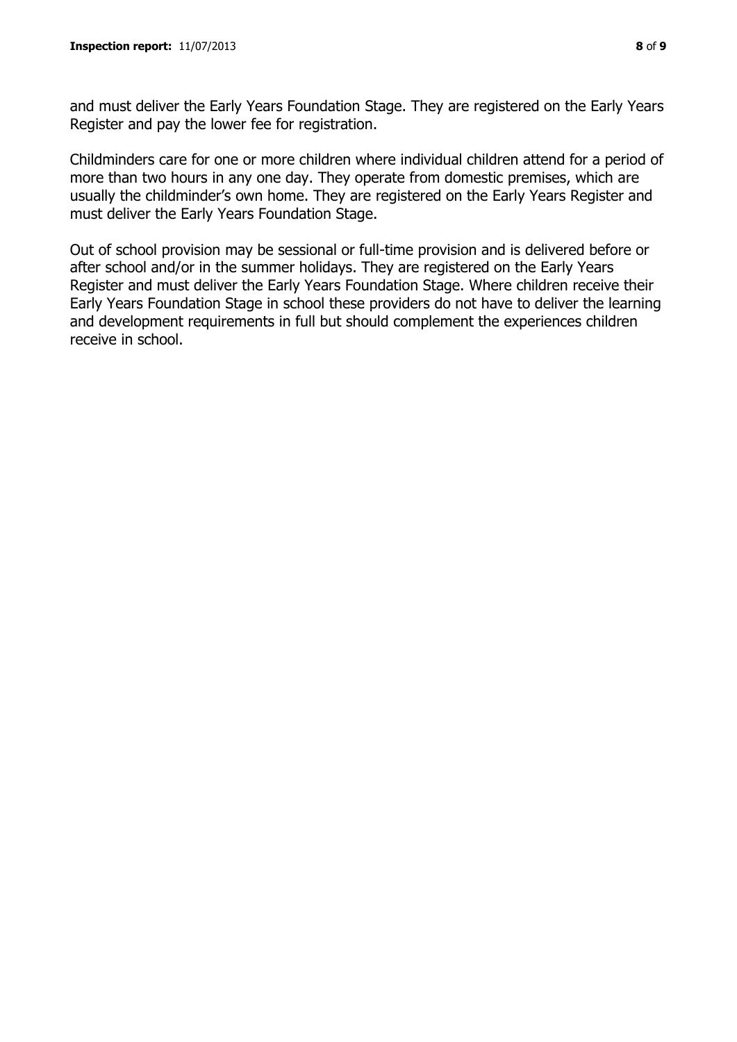and must deliver the Early Years Foundation Stage. They are registered on the Early Years Register and pay the lower fee for registration.

Childminders care for one or more children where individual children attend for a period of more than two hours in any one day. They operate from domestic premises, which are usually the childminder's own home. They are registered on the Early Years Register and must deliver the Early Years Foundation Stage.

Out of school provision may be sessional or full-time provision and is delivered before or after school and/or in the summer holidays. They are registered on the Early Years Register and must deliver the Early Years Foundation Stage. Where children receive their Early Years Foundation Stage in school these providers do not have to deliver the learning and development requirements in full but should complement the experiences children receive in school.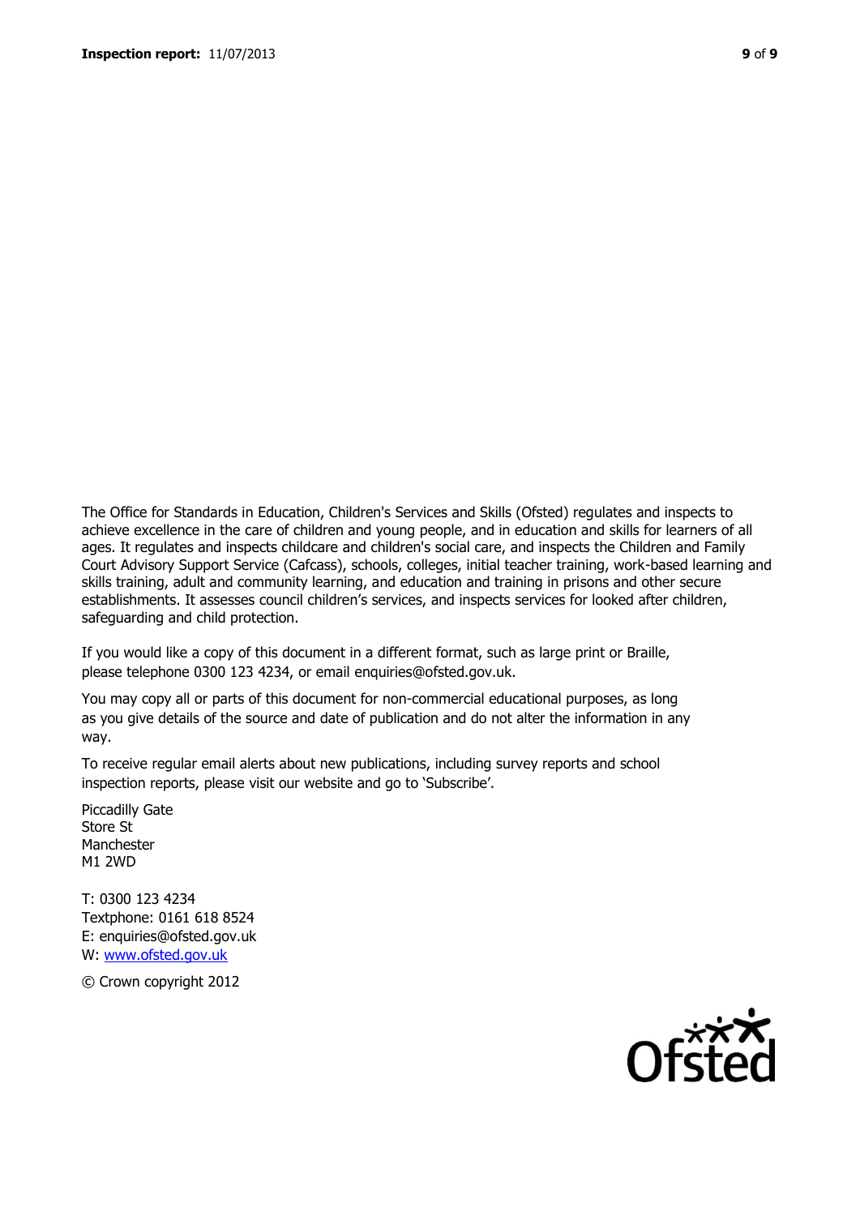The Office for Standards in Education, Children's Services and Skills (Ofsted) regulates and inspects to achieve excellence in the care of children and young people, and in education and skills for learners of all ages. It regulates and inspects childcare and children's social care, and inspects the Children and Family Court Advisory Support Service (Cafcass), schools, colleges, initial teacher training, work-based learning and skills training, adult and community learning, and education and training in prisons and other secure establishments. It assesses council children's services, and inspects services for looked after children, safeguarding and child protection.

If you would like a copy of this document in a different format, such as large print or Braille, please telephone 0300 123 4234, or email enquiries@ofsted.gov.uk.

You may copy all or parts of this document for non-commercial educational purposes, as long as you give details of the source and date of publication and do not alter the information in any way.

To receive regular email alerts about new publications, including survey reports and school inspection reports, please visit our website and go to 'Subscribe'.

Piccadilly Gate
Store St
Manchester
M1 2WD

T: 0300 123 4234
Textphone: 0161 618 8524
E: enquiries@ofsted.gov.uk
W: www.ofsted.gov.uk

© Crown copyright 2012

Ofsted